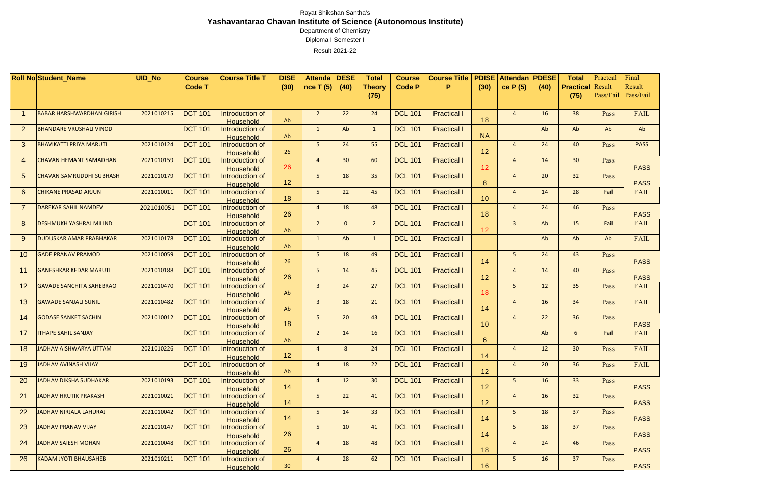Rayat Shikshan Santha's

**Yashavantarao Chavan Institute of Science (Autonomous Institute)**

Department of Chemistry

Diploma I Semester I

Result 2021-22

| Roll No | Student_Name | UID_No | Course Code T | Course Title T | DISE (30) | Attendance T (5) | DESE (40) | Total Theory (75) | Course Code P | Course Title P | PDISE (30) | Attendance P (5) | PDESE (40) | Total Practical (75) | Practcal Result Pass/Fail | Final Result Pass/Fail |
|---|---|---|---|---|---|---|---|---|---|---|---|---|---|---|---|---|
| 1 | BABAR HARSHWARDHAN GIRISH | 2021010215 | DCT 101 | Introduction of Household | Ab | 2 | 22 | 24 | DCL 101 | Practical I | 18 | 4 | 16 | 38 | Pass | FAIL |
| 2 | BHANDARE VRUSHALI VINOD | | DCT 101 | Introduction of Household | Ab | 1 | Ab | 1 | DCL 101 | Practical I | NA | | Ab | Ab | Ab | Ab |
| 3 | BHAVIKATTI PRIYA MARUTI | 2021010124 | DCT 101 | Introduction of Household | 26 | 5 | 24 | 55 | DCL 101 | Practical I | 12 | 4 | 24 | 40 | Pass | PASS |
| 4 | CHAVAN HEMANT SAMADHAN | 2021010159 | DCT 101 | Introduction of Household | 26 | 4 | 30 | 60 | DCL 101 | Practical I | 12 | 4 | 14 | 30 | Pass | PASS |
| 5 | CHAVAN SAMRUDDHI SUBHASH | 2021010179 | DCT 101 | Introduction of Household | 12 | 5 | 18 | 35 | DCL 101 | Practical I | 8 | 4 | 20 | 32 | Pass | PASS |
| 6 | CHIKANE PRASAD ARJUN | 2021010011 | DCT 101 | Introduction of Household | 18 | 5 | 22 | 45 | DCL 101 | Practical I | 10 | 4 | 14 | 28 | Fail | FAIL |
| 7 | DAREKAR SAHIL NAMDEV | 2021010051 | DCT 101 | Introduction of Household | 26 | 4 | 18 | 48 | DCL 101 | Practical I | 18 | 4 | 24 | 46 | Pass | PASS |
| 8 | DESHMUKH YASHRAJ MILIND | | DCT 101 | Introduction of Household | Ab | 2 | 0 | 2 | DCL 101 | Practical I | 12 | 3 | Ab | 15 | Fail | FAIL |
| 9 | DUDUSKAR AMAR PRABHAKAR | 2021010178 | DCT 101 | Introduction of Household | Ab | 1 | Ab | 1 | DCL 101 | Practical I | | | Ab | Ab | Ab | FAIL |
| 10 | GADE PRANAV PRAMOD | 2021010059 | DCT 101 | Introduction of Household | 26 | 5 | 18 | 49 | DCL 101 | Practical I | 14 | 5 | 24 | 43 | Pass | PASS |
| 11 | GANESHKAR KEDAR MARUTI | 2021010188 | DCT 101 | Introduction of Household | 26 | 5 | 14 | 45 | DCL 101 | Practical I | 12 | 4 | 14 | 40 | Pass | PASS |
| 12 | GAVADE SANCHITA SAHEBRAO | 2021010470 | DCT 101 | Introduction of Household | Ab | 3 | 24 | 27 | DCL 101 | Practical I | 18 | 5 | 12 | 35 | Pass | FAIL |
| 13 | GAWADE SANJALI SUNIL | 2021010482 | DCT 101 | Introduction of Household | Ab | 3 | 18 | 21 | DCL 101 | Practical I | 14 | 4 | 16 | 34 | Pass | FAIL |
| 14 | GODASE SANKET SACHIN | 2021010012 | DCT 101 | Introduction of Household | 18 | 5 | 20 | 43 | DCL 101 | Practical I | 10 | 4 | 22 | 36 | Pass | PASS |
| 17 | ITHAPE SAHIL SANJAY | | DCT 101 | Introduction of Household | Ab | 2 | 14 | 16 | DCL 101 | Practical I | 6 | | Ab | 6 | Fail | FAIL |
| 18 | JADHAV AISHWARYA UTTAM | 2021010226 | DCT 101 | Introduction of Household | 12 | 4 | 8 | 24 | DCL 101 | Practical I | 14 | 4 | 12 | 30 | Pass | FAIL |
| 19 | JADHAV AVINASH VIJAY | | DCT 101 | Introduction of Household | Ab | 4 | 18 | 22 | DCL 101 | Practical I | 12 | 4 | 20 | 36 | Pass | FAIL |
| 20 | JADHAV DIKSHA SUDHAKAR | 2021010193 | DCT 101 | Introduction of Household | 14 | 4 | 12 | 30 | DCL 101 | Practical I | 12 | 5 | 16 | 33 | Pass | PASS |
| 21 | JADHAV HRUTIK PRAKASH | 2021010021 | DCT 101 | Introduction of Household | 14 | 5 | 22 | 41 | DCL 101 | Practical I | 12 | 4 | 16 | 32 | Pass | PASS |
| 22 | JADHAV NIRJALA LAHURAJ | 2021010042 | DCT 101 | Introduction of Household | 14 | 5 | 14 | 33 | DCL 101 | Practical I | 14 | 5 | 18 | 37 | Pass | PASS |
| 23 | JADHAV PRANAV VIJAY | 2021010147 | DCT 101 | Introduction of Household | 26 | 5 | 10 | 41 | DCL 101 | Practical I | 14 | 5 | 18 | 37 | Pass | PASS |
| 24 | JADHAV SAIESH MOHAN | 2021010048 | DCT 101 | Introduction of Household | 26 | 4 | 18 | 48 | DCL 101 | Practical I | 18 | 4 | 24 | 46 | Pass | PASS |
| 26 | KADAM JYOTI BHAUSAHEB | 2021010211 | DCT 101 | Introduction of Household | 30 | 4 | 28 | 62 | DCL 101 | Practical I | 16 | 5 | 16 | 37 | Pass | PASS |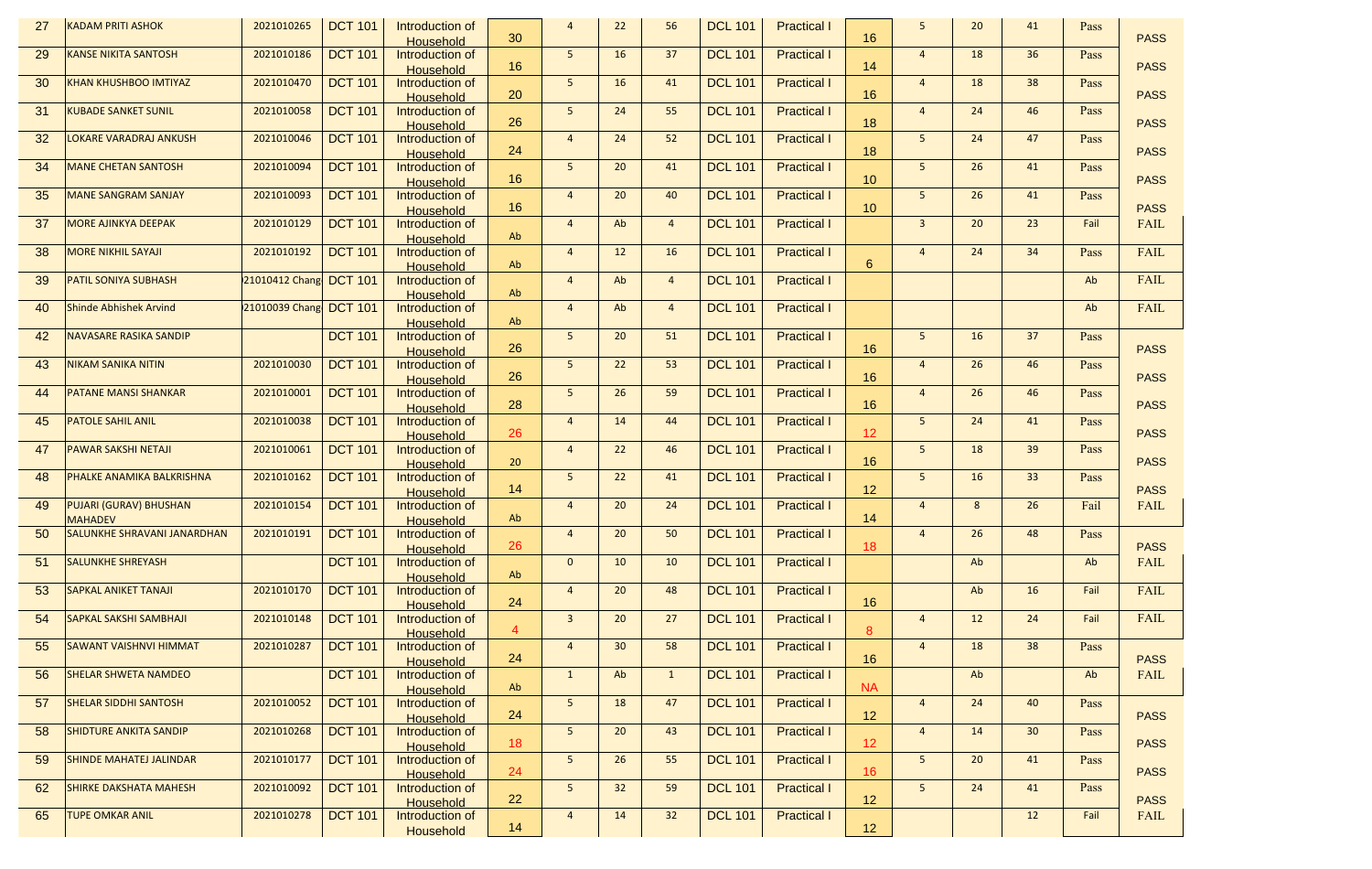| | | | | | | | | | | | | | | | | |
|---|---|---|---|---|---|---|---|---|---|---|---|---|---|---|---|---|
| 27 | KADAM PRITI ASHOK | 2021010265 | DCT 101 | Introduction of Household | 30 | 4 | 22 | 56 | DCL 101 | Practical I | 16 | 5 | 20 | 41 | Pass | PASS |
| 29 | KANSE NIKITA SANTOSH | 2021010186 | DCT 101 | Introduction of Household | 16 | 5 | 16 | 37 | DCL 101 | Practical I | 14 | 4 | 18 | 36 | Pass | PASS |
| 30 | KHAN KHUSHBOO IMTIYAZ | 2021010470 | DCT 101 | Introduction of Household | 20 | 5 | 16 | 41 | DCL 101 | Practical I | 16 | 4 | 18 | 38 | Pass | PASS |
| 31 | KUBADE SANKET SUNIL | 2021010058 | DCT 101 | Introduction of Household | 26 | 5 | 24 | 55 | DCL 101 | Practical I | 18 | 4 | 24 | 46 | Pass | PASS |
| 32 | LOKARE VARADRAJ ANKUSH | 2021010046 | DCT 101 | Introduction of Household | 24 | 4 | 24 | 52 | DCL 101 | Practical I | 18 | 5 | 24 | 47 | Pass | PASS |
| 34 | MANE CHETAN SANTOSH | 2021010094 | DCT 101 | Introduction of Household | 16 | 5 | 20 | 41 | DCL 101 | Practical I | 10 | 5 | 26 | 41 | Pass | PASS |
| 35 | MANE SANGRAM SANJAY | 2021010093 | DCT 101 | Introduction of Household | 16 | 4 | 20 | 40 | DCL 101 | Practical I | 10 | 5 | 26 | 41 | Pass | PASS |
| 37 | MORE AJINKYA DEEPAK | 2021010129 | DCT 101 | Introduction of Household | Ab | 4 | Ab | 4 | DCL 101 | Practical I | | 3 | 20 | 23 | Fail | FAIL |
| 38 | MORE NIKHIL SAYAJI | 2021010192 | DCT 101 | Introduction of Household | Ab | 4 | 12 | 16 | DCL 101 | Practical I | 6 | 4 | 24 | 34 | Pass | FAIL |
| 39 | PATIL SONIYA SUBHASH | 21010412 Chang | DCT 101 | Introduction of Household | Ab | 4 | Ab | 4 | DCL 101 | Practical I | | | | | Ab | FAIL |
| 40 | Shinde Abhishek Arvind | 21010039 Chang | DCT 101 | Introduction of Household | Ab | 4 | Ab | 4 | DCL 101 | Practical I | | | | | Ab | FAIL |
| 42 | NAVASARE RASIKA SANDIP | | DCT 101 | Introduction of Household | 26 | 5 | 20 | 51 | DCL 101 | Practical I | 16 | 5 | 16 | 37 | Pass | PASS |
| 43 | NIKAM SANIKA NITIN | 2021010030 | DCT 101 | Introduction of Household | 26 | 5 | 22 | 53 | DCL 101 | Practical I | 16 | 4 | 26 | 46 | Pass | PASS |
| 44 | PATANE MANSI SHANKAR | 2021010001 | DCT 101 | Introduction of Household | 28 | 5 | 26 | 59 | DCL 101 | Practical I | 16 | 4 | 26 | 46 | Pass | PASS |
| 45 | PATOLE SAHIL ANIL | 2021010038 | DCT 101 | Introduction of Household | 26 | 4 | 14 | 44 | DCL 101 | Practical I | 12 | 5 | 24 | 41 | Pass | PASS |
| 47 | PAWAR SAKSHI NETAJI | 2021010061 | DCT 101 | Introduction of Household | 20 | 4 | 22 | 46 | DCL 101 | Practical I | 16 | 5 | 18 | 39 | Pass | PASS |
| 48 | PHALKE ANAMIKA BALKRISHNA | 2021010162 | DCT 101 | Introduction of Household | 14 | 5 | 22 | 41 | DCL 101 | Practical I | 12 | 5 | 16 | 33 | Pass | PASS |
| 49 | PUJARI (GURAV) BHUSHAN MAHADEV | 2021010154 | DCT 101 | Introduction of Household | Ab | 4 | 20 | 24 | DCL 101 | Practical I | 14 | 4 | 8 | 26 | Fail | FAIL |
| 50 | SALUNKHE SHRAVANI JANARDHAN | 2021010191 | DCT 101 | Introduction of Household | 26 | 4 | 20 | 50 | DCL 101 | Practical I | 18 | 4 | 26 | 48 | Pass | PASS |
| 51 | SALUNKHE SHREYASH | | DCT 101 | Introduction of Household | Ab | 0 | 10 | 10 | DCL 101 | Practical I | | | Ab | | Ab | FAIL |
| 53 | SAPKAL ANIKET TANAJI | 2021010170 | DCT 101 | Introduction of Household | 24 | 4 | 20 | 48 | DCL 101 | Practical I | 16 | | Ab | 16 | Fail | FAIL |
| 54 | SAPKAL SAKSHI SAMBHAJI | 2021010148 | DCT 101 | Introduction of Household | 4 | 3 | 20 | 27 | DCL 101 | Practical I | 8 | 4 | 12 | 24 | Fail | FAIL |
| 55 | SAWANT VAISHNVI HIMMAT | 2021010287 | DCT 101 | Introduction of Household | 24 | 4 | 30 | 58 | DCL 101 | Practical I | 16 | 4 | 18 | 38 | Pass | PASS |
| 56 | SHELAR SHWETA NAMDEO | | DCT 101 | Introduction of Household | Ab | 1 | Ab | 1 | DCL 101 | Practical I | NA | | Ab | | Ab | FAIL |
| 57 | SHELAR SIDDHI SANTOSH | 2021010052 | DCT 101 | Introduction of Household | 24 | 5 | 18 | 47 | DCL 101 | Practical I | 12 | 4 | 24 | 40 | Pass | PASS |
| 58 | SHIDTURE ANKITA SANDIP | 2021010268 | DCT 101 | Introduction of Household | 18 | 5 | 20 | 43 | DCL 101 | Practical I | 12 | 4 | 14 | 30 | Pass | PASS |
| 59 | SHINDE MAHATEJ JALINDAR | 2021010177 | DCT 101 | Introduction of Household | 24 | 5 | 26 | 55 | DCL 101 | Practical I | 16 | 5 | 20 | 41 | Pass | PASS |
| 62 | SHIRKE DAKSHATA MAHESH | 2021010092 | DCT 101 | Introduction of Household | 22 | 5 | 32 | 59 | DCL 101 | Practical I | 12 | 5 | 24 | 41 | Pass | PASS |
| 65 | TUPE OMKAR ANIL | 2021010278 | DCT 101 | Introduction of Household | 14 | 4 | 14 | 32 | DCL 101 | Practical I | 12 | | | 12 | Fail | FAIL |